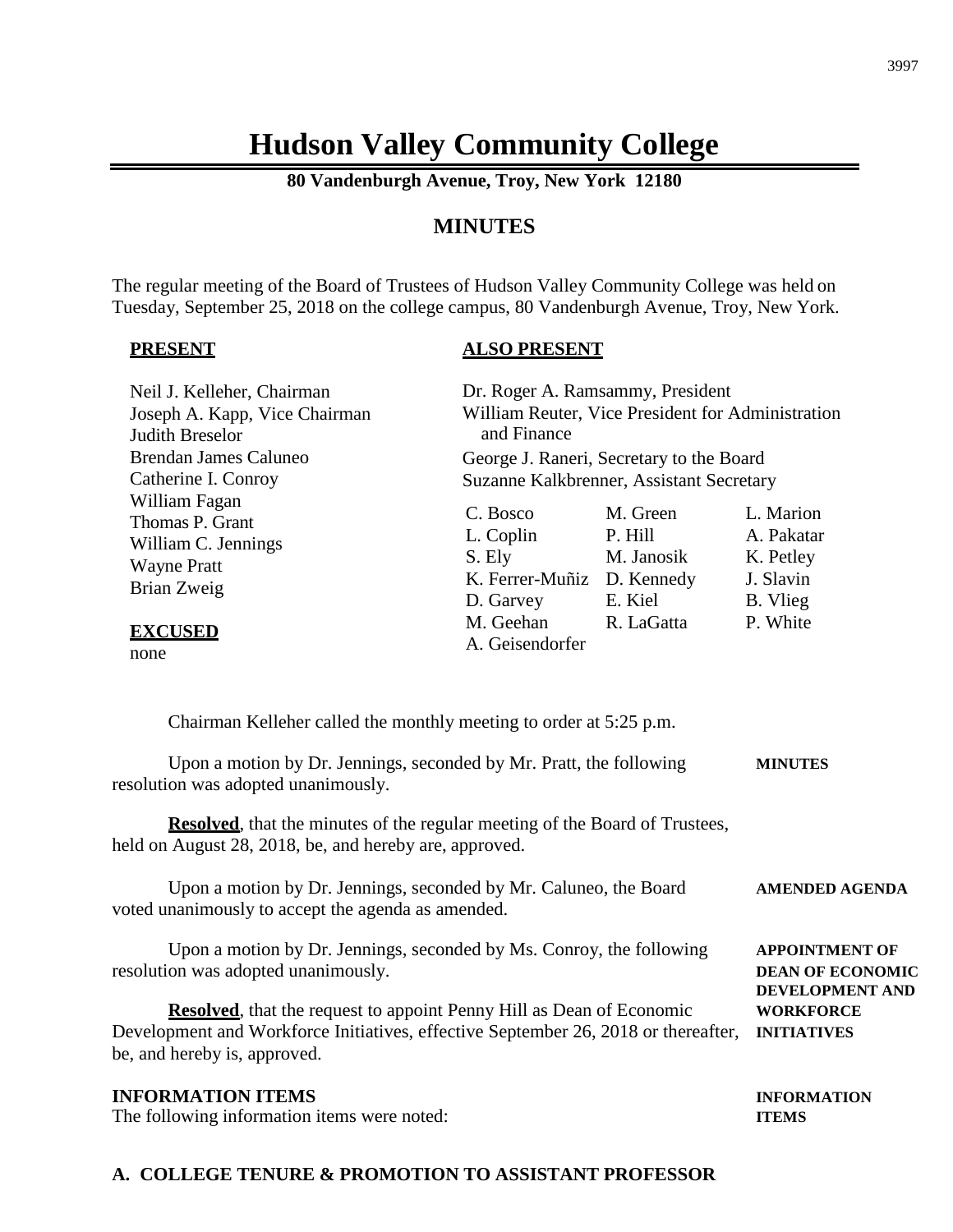# Hudson Valley Community College

**80 Vandenburgh Avenue, Troy, New York 12180**

## MINUTES

The regular meeting of the Board of Trustees of Hudson Valley Community College was held on Tuesday, September 25, 2018 on the college campus, 80 Vandenburgh Avenue, Troy, New York.

**PRESENT**

Neil J. Kelleher, Chairman
Joseph A. Kapp, Vice Chairman
Judith Breselor
Brendan James Caluneo
Catherine I. Conroy
William Fagan
Thomas P. Grant
William C. Jennings
Wayne Pratt
Brian Zweig

**EXCUSED**

none

**ALSO PRESENT**

Dr. Roger A. Ramsammy, President
William Reuter, Vice President for Administration and Finance
George J. Raneri, Secretary to the Board
Suzanne Kalkbrenner, Assistant Secretary

| | | |
|---|---|---|
| C. Bosco | M. Green | L. Marion |
| L. Coplin | P. Hill | A. Pakatar |
| S. Ely | M. Janosik | K. Petley |
| K. Ferrer-Muñiz | D. Kennedy | J. Slavin |
| D. Garvey | E. Kiel | B. Vlieg |
| M. Geehan | R. LaGatta | P. White |
| A. Geisendorfer | | |

Chairman Kelleher called the monthly meeting to order at 5:25 p.m.

**MINUTES**

Upon a motion by Dr. Jennings, seconded by Mr. Pratt, the following resolution was adopted unanimously.

**Resolved**, that the minutes of the regular meeting of the Board of Trustees, held on August 28, 2018, be, and hereby are, approved.

**AMENDED AGENDA**

Upon a motion by Dr. Jennings, seconded by Mr. Caluneo, the Board voted unanimously to accept the agenda as amended.

**APPOINTMENT OF DEAN OF ECONOMIC DEVELOPMENT AND WORKFORCE INITIATIVES**

Upon a motion by Dr. Jennings, seconded by Ms. Conroy, the following resolution was adopted unanimously.

**Resolved**, that the request to appoint Penny Hill as Dean of Economic Development and Workforce Initiatives, effective September 26, 2018 or thereafter, be, and hereby is, approved.

**INFORMATION ITEMS**

The following information items were noted:

**A. COLLEGE TENURE & PROMOTION TO ASSISTANT PROFESSOR**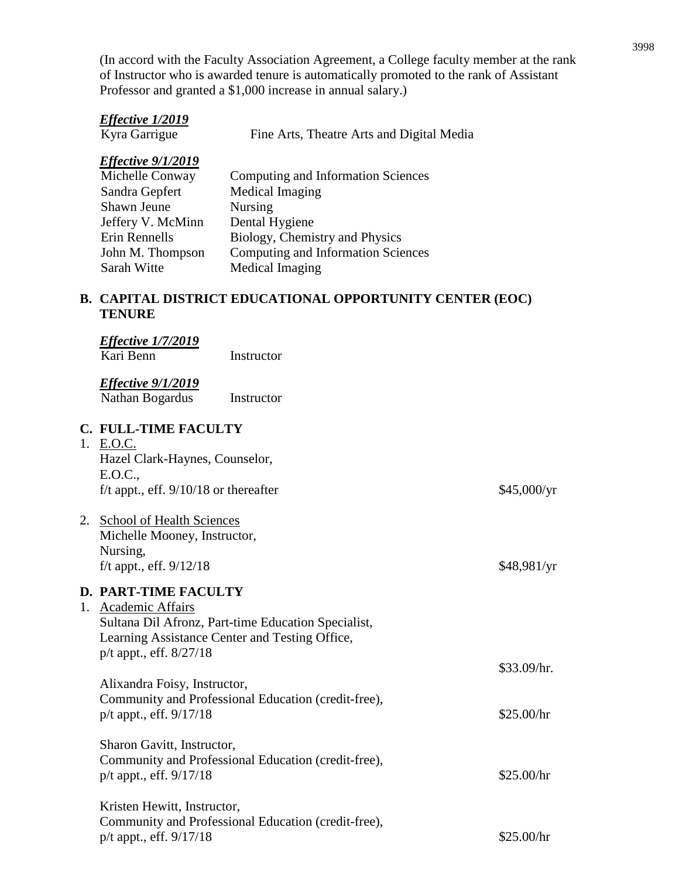(In accord with the Faculty Association Agreement, a College faculty member at the rank of Instructor who is awarded tenure is automatically promoted to the rank of Assistant Professor and granted a $1,000 increase in annual salary.)

***Effective 1/2019***

| | |
|---|---|
| Kyra Garrigue | Fine Arts, Theatre Arts and Digital Media |

***Effective 9/1/2019***

| | |
|---|---|
| Michelle Conway | Computing and Information Sciences |
| Sandra Gepfert | Medical Imaging |
| Shawn Jeune | Nursing |
| Jeffery V. McMinn | Dental Hygiene |
| Erin Rennells | Biology, Chemistry and Physics |
| John M. Thompson | Computing and Information Sciences |
| Sarah Witte | Medical Imaging |

**B. CAPITAL DISTRICT EDUCATIONAL OPPORTUNITY CENTER (EOC) TENURE**

***Effective 1/7/2019***

Kari Benn — Instructor

***Effective 9/1/2019***

Nathan Bogardus — Instructor

**C. FULL-TIME FACULTY**

1. <u>E.O.C.</u>
   Hazel Clark-Haynes, Counselor,
   E.O.C.,
   f/t appt., eff. 9/10/18 or thereafter — $45,000/yr

2. <u>School of Health Sciences</u>
   Michelle Mooney, Instructor,
   Nursing,
   f/t appt., eff. 9/12/18 — $48,981/yr

**D. PART-TIME FACULTY**

1. <u>Academic Affairs</u>
   Sultana Dil Afronz, Part-time Education Specialist,
   Learning Assistance Center and Testing Office,
   p/t appt., eff. 8/27/18 — $33.09/hr.

   Alixandra Foisy, Instructor,
   Community and Professional Education (credit-free),
   p/t appt., eff. 9/17/18 — $25.00/hr

   Sharon Gavitt, Instructor,
   Community and Professional Education (credit-free),
   p/t appt., eff. 9/17/18 — $25.00/hr

   Kristen Hewitt, Instructor,
   Community and Professional Education (credit-free),
   p/t appt., eff. 9/17/18 — $25.00/hr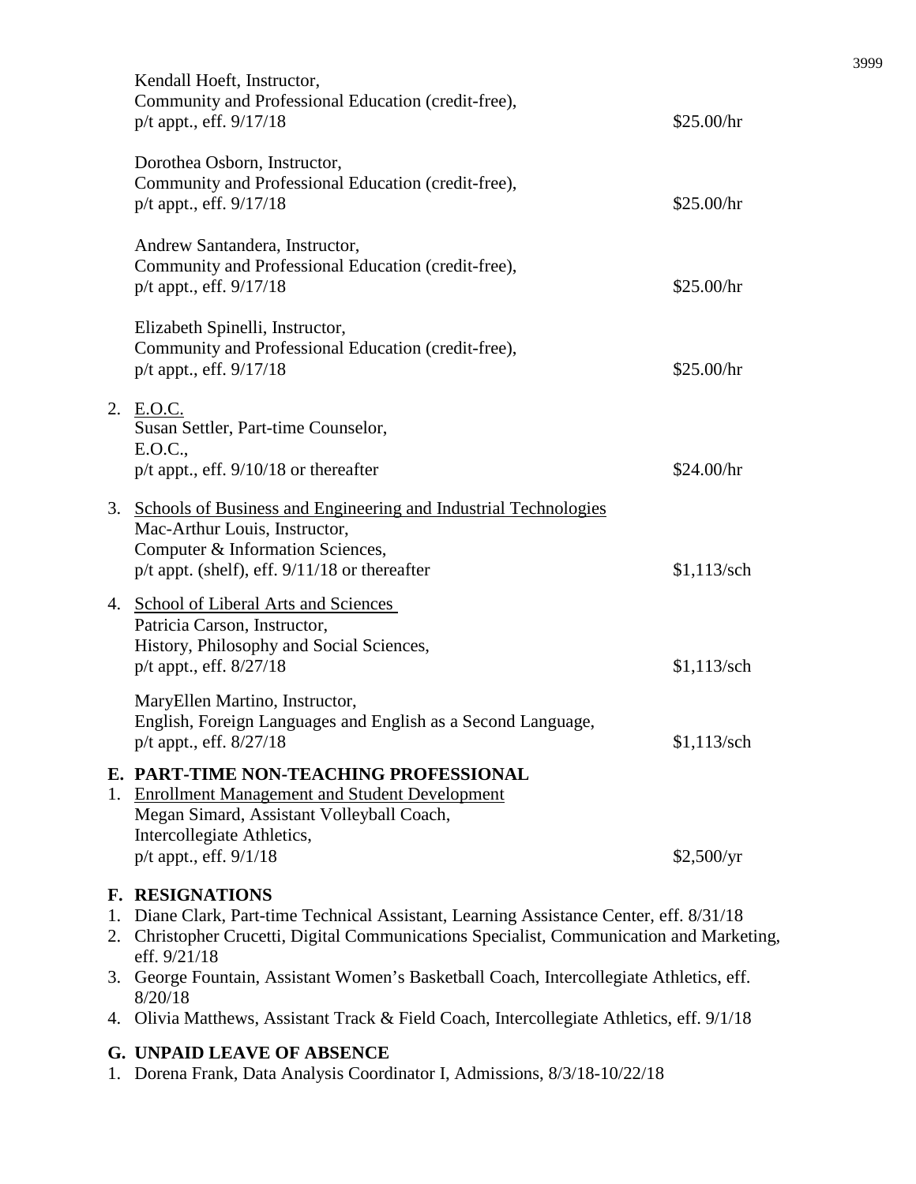Kendall Hoeft, Instructor,
Community and Professional Education (credit-free),
p/t appt., eff. 9/17/18 — $25.00/hr

Dorothea Osborn, Instructor,
Community and Professional Education (credit-free),
p/t appt., eff. 9/17/18 — $25.00/hr

Andrew Santandera, Instructor,
Community and Professional Education (credit-free),
p/t appt., eff. 9/17/18 — $25.00/hr

Elizabeth Spinelli, Instructor,
Community and Professional Education (credit-free),
p/t appt., eff. 9/17/18 — $25.00/hr

2. E.O.C.
Susan Settler, Part-time Counselor,
E.O.C.,
p/t appt., eff. 9/10/18 or thereafter — $24.00/hr

3. Schools of Business and Engineering and Industrial Technologies
Mac-Arthur Louis, Instructor,
Computer & Information Sciences,
p/t appt. (shelf), eff. 9/11/18 or thereafter — $1,113/sch

4. School of Liberal Arts and Sciences
Patricia Carson, Instructor,
History, Philosophy and Social Sciences,
p/t appt., eff. 8/27/18 — $1,113/sch

MaryEllen Martino, Instructor,
English, Foreign Languages and English as a Second Language,
p/t appt., eff. 8/27/18 — $1,113/sch

**E. PART-TIME NON-TEACHING PROFESSIONAL**

1. Enrollment Management and Student Development
Megan Simard, Assistant Volleyball Coach,
Intercollegiate Athletics,
p/t appt., eff. 9/1/18 — $2,500/yr

**F. RESIGNATIONS**

1. Diane Clark, Part-time Technical Assistant, Learning Assistance Center, eff. 8/31/18
2. Christopher Crucetti, Digital Communications Specialist, Communication and Marketing, eff. 9/21/18
3. George Fountain, Assistant Women's Basketball Coach, Intercollegiate Athletics, eff. 8/20/18
4. Olivia Matthews, Assistant Track & Field Coach, Intercollegiate Athletics, eff. 9/1/18

**G. UNPAID LEAVE OF ABSENCE**

1. Dorena Frank, Data Analysis Coordinator I, Admissions, 8/3/18-10/22/18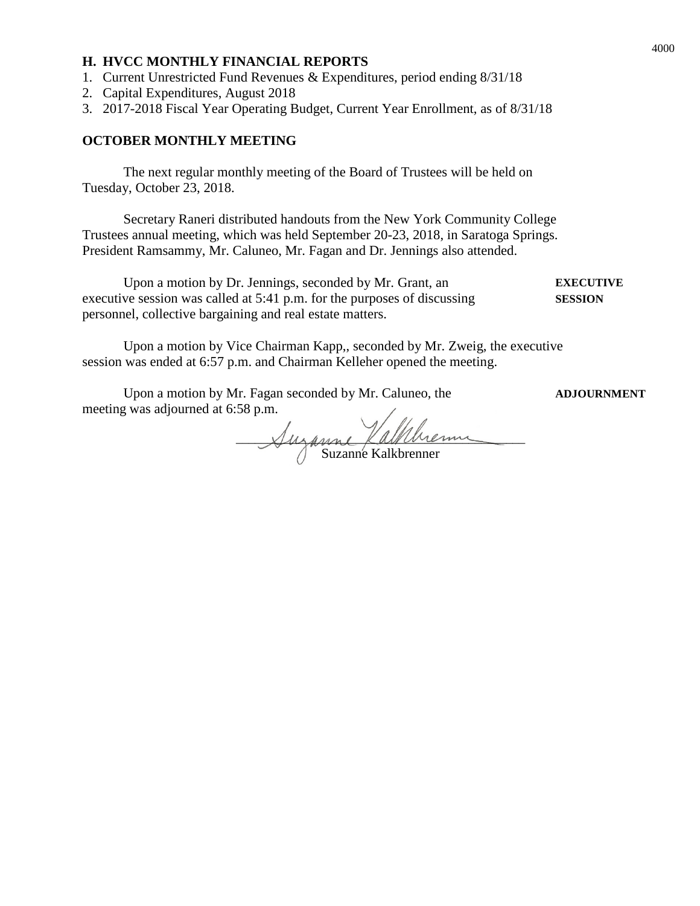## H. HVCC MONTHLY FINANCIAL REPORTS

1. Current Unrestricted Fund Revenues & Expenditures, period ending 8/31/18
2. Capital Expenditures, August 2018
3. 2017-2018 Fiscal Year Operating Budget, Current Year Enrollment, as of 8/31/18

## OCTOBER MONTHLY MEETING

The next regular monthly meeting of the Board of Trustees will be held on Tuesday, October 23, 2018.

Secretary Raneri distributed handouts from the New York Community College Trustees annual meeting, which was held September 20-23, 2018, in Saratoga Springs. President Ramsammy, Mr. Caluneo, Mr. Fagan and Dr. Jennings also attended.

**EXECUTIVE SESSION**

Upon a motion by Dr. Jennings, seconded by Mr. Grant, an executive session was called at 5:41 p.m. for the purposes of discussing personnel, collective bargaining and real estate matters.

Upon a motion by Vice Chairman Kapp,, seconded by Mr. Zweig, the executive session was ended at 6:57 p.m. and Chairman Kelleher opened the meeting.

**ADJOURNMENT**

Upon a motion by Mr. Fagan seconded by Mr. Caluneo, the meeting was adjourned at 6:58 p.m.

Suzanne Kalkbrenner